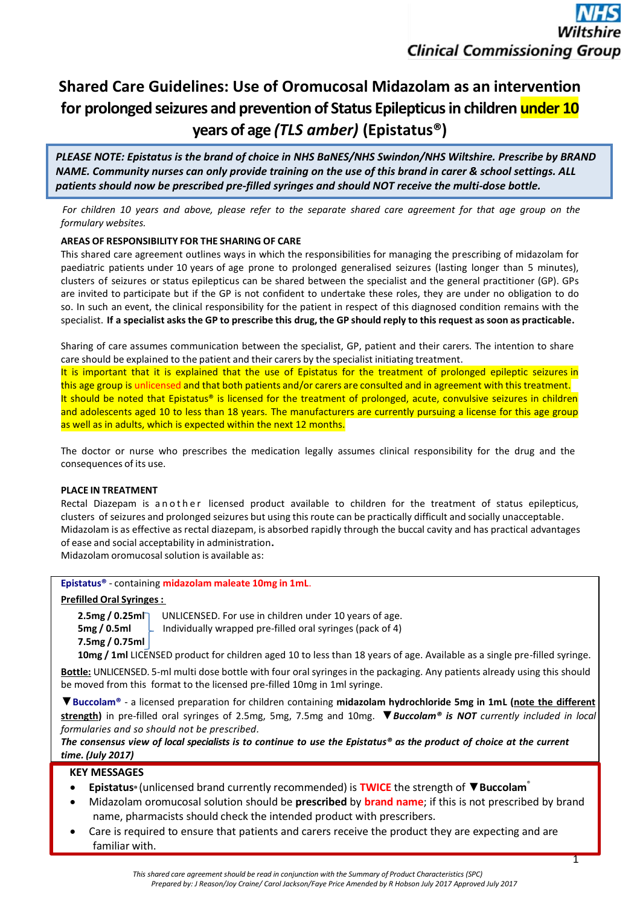NHS Wiltshire
Clinical Commissioning Group

# Shared Care Guidelines: Use of Oromucosal Midazolam as an intervention for prolonged seizures and prevention of Status Epilepticus in children under 10 years of age *(TLS amber)* (Epistatus®)

***PLEASE NOTE: Epistatus is the brand of choice in NHS BaNES/NHS Swindon/NHS Wiltshire. Prescribe by BRAND NAME. Community nurses can only provide training on the use of this brand in carer & school settings. ALL patients should now be prescribed pre-filled syringes and should NOT receive the multi-dose bottle.***

*For children 10 years and above, please refer to the separate shared care agreement for that age group on the formulary websites.*

**AREAS OF RESPONSIBILITY FOR THE SHARING OF CARE**

This shared care agreement outlines ways in which the responsibilities for managing the prescribing of midazolam for paediatric patients under 10 years of age prone to prolonged generalised seizures (lasting longer than 5 minutes), clusters of seizures or status epilepticus can be shared between the specialist and the general practitioner (GP). GPs are invited to participate but if the GP is not confident to undertake these roles, they are under no obligation to do so. In such an event, the clinical responsibility for the patient in respect of this diagnosed condition remains with the specialist. **If a specialist asks the GP to prescribe this drug, the GP should reply to this request as soon as practicable.**

Sharing of care assumes communication between the specialist, GP, patient and their carers. The intention to share care should be explained to the patient and their carers by the specialist initiating treatment.
It is important that it is explained that the use of Epistatus for the treatment of prolonged epileptic seizures in this age group is unlicensed and that both patients and/or carers are consulted and in agreement with this treatment.
It should be noted that Epistatus® is licensed for the treatment of prolonged, acute, convulsive seizures in children and adolescents aged 10 to less than 18 years. The manufacturers are currently pursuing a license for this age group as well as in adults, which is expected within the next 12 months.

The doctor or nurse who prescribes the medication legally assumes clinical responsibility for the drug and the consequences of its use.

**PLACE IN TREATMENT**

Rectal Diazepam is another licensed product available to children for the treatment of status epilepticus, clusters of seizures and prolonged seizures but using this route can be practically difficult and socially unacceptable. Midazolam is as effective as rectal diazepam, is absorbed rapidly through the buccal cavity and has practical advantages of ease and social acceptability in administration**.**
Midazolam oromucosal solution is available as:

**Epistatus®** - containing **midazolam maleate 10mg in 1mL**.

**Prefilled Oral Syringes :**

**2.5mg / 0.25ml**, **5mg / 0.5ml**, **7.5mg / 0.75ml** – UNLICENSED. For use in children under 10 years of age. Individually wrapped pre-filled oral syringes (pack of 4)

**10mg / 1ml** LICENSED product for children aged 10 to less than 18 years of age. Available as a single pre-filled syringe.

**Bottle:** UNLICENSED. 5-ml multi dose bottle with four oral syringes in the packaging. Any patients already using this should be moved from this format to the licensed pre-filled 10mg in 1ml syringe.

▼**Buccolam®** - a licensed preparation for children containing **midazolam hydrochloride 5mg in 1mL (note the different strength)** in pre-filled oral syringes of 2.5mg, 5mg, 7.5mg and 10mg. ▼***Buccolam® is NOT*** *currently included in local formularies and so should not be prescribed.*

***The consensus view of local specialists is to continue to use the Epistatus® as the product of choice at the current time. (July 2017)***

**KEY MESSAGES**

- **Epistatus®** (unlicensed brand currently recommended) is **TWICE** the strength of ▼**Buccolam®**
- Midazolam oromucosal solution should be **prescribed** by **brand name**; if this is not prescribed by brand name, pharmacists should check the intended product with prescribers.
- Care is required to ensure that patients and carers receive the product they are expecting and are familiar with.

*This shared care agreement should be read in conjunction with the Summary of Product Characteristics (SPC)*
*Prepared by: J Reason/Joy Craine/ Carol Jackson/Faye Price Amended by R Hobson July 2017 Approved July 2017*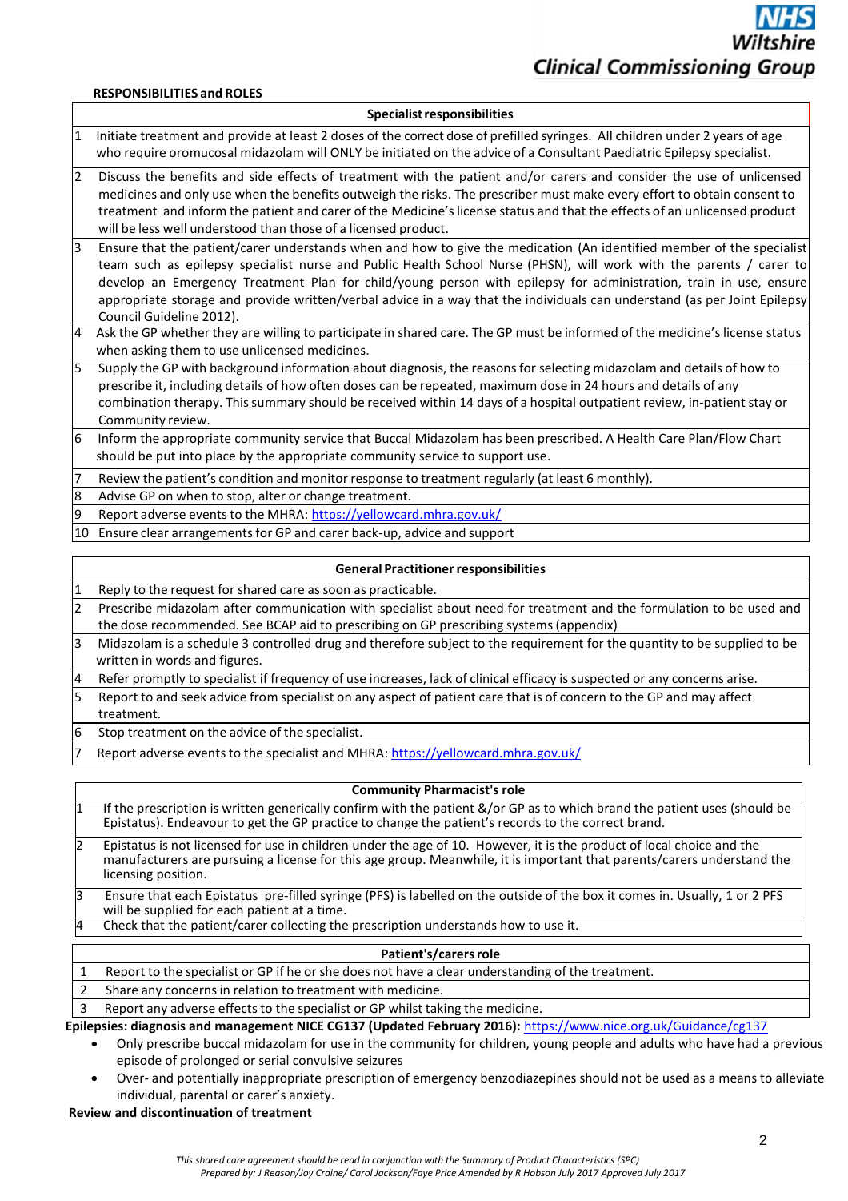**RESPONSIBILITIES and ROLES**

| | Specialist responsibilities |
|---|---|
| 1 | Initiate treatment and provide at least 2 doses of the correct dose of prefilled syringes. All children under 2 years of age who require oromucosal midazolam will ONLY be initiated on the advice of a Consultant Paediatric Epilepsy specialist. |
| 2 | Discuss the benefits and side effects of treatment with the patient and/or carers and consider the use of unlicensed medicines and only use when the benefits outweigh the risks. The prescriber must make every effort to obtain consent to treatment and inform the patient and carer of the Medicine's license status and that the effects of an unlicensed product will be less well understood than those of a licensed product. |
| 3 | Ensure that the patient/carer understands when and how to give the medication (An identified member of the specialist team such as epilepsy specialist nurse and Public Health School Nurse (PHSN), will work with the parents / carer to develop an Emergency Treatment Plan for child/young person with epilepsy for administration, train in use, ensure appropriate storage and provide written/verbal advice in a way that the individuals can understand (as per Joint Epilepsy Council Guideline 2012). |
| 4 | Ask the GP whether they are willing to participate in shared care. The GP must be informed of the medicine's license status when asking them to use unlicensed medicines. |
| 5 | Supply the GP with background information about diagnosis, the reasons for selecting midazolam and details of how to prescribe it, including details of how often doses can be repeated, maximum dose in 24 hours and details of any combination therapy. This summary should be received within 14 days of a hospital outpatient review, in-patient stay or Community review. |
| 6 | Inform the appropriate community service that Buccal Midazolam has been prescribed. A Health Care Plan/Flow Chart should be put into place by the appropriate community service to support use. |
| 7 | Review the patient's condition and monitor response to treatment regularly (at least 6 monthly). |
| 8 | Advise GP on when to stop, alter or change treatment. |
| 9 | Report adverse events to the MHRA: https://yellowcard.mhra.gov.uk/ |
| 10 | Ensure clear arrangements for GP and carer back-up, advice and support |

| | General Practitioner responsibilities |
|---|---|
| 1 | Reply to the request for shared care as soon as practicable. |
| 2 | Prescribe midazolam after communication with specialist about need for treatment and the formulation to be used and the dose recommended. See BCAP aid to prescribing on GP prescribing systems (appendix) |
| 3 | Midazolam is a schedule 3 controlled drug and therefore subject to the requirement for the quantity to be supplied to be written in words and figures. |
| 4 | Refer promptly to specialist if frequency of use increases, lack of clinical efficacy is suspected or any concerns arise. |
| 5 | Report to and seek advice from specialist on any aspect of patient care that is of concern to the GP and may affect treatment. |
| 6 | Stop treatment on the advice of the specialist. |
| 7 | Report adverse events to the specialist and MHRA: https://yellowcard.mhra.gov.uk/ |

| | Community Pharmacist's role |
|---|---|
| 1 | If the prescription is written generically confirm with the patient &/or GP as to which brand the patient uses (should be Epistatus). Endeavour to get the GP practice to change the patient's records to the correct brand. |
| 2 | Epistatus is not licensed for use in children under the age of 10. However, it is the product of local choice and the manufacturers are pursuing a license for this age group. Meanwhile, it is important that parents/carers understand the licensing position. |
| 3 | Ensure that each Epistatus pre-filled syringe (PFS) is labelled on the outside of the box it comes in. Usually, 1 or 2 PFS will be supplied for each patient at a time. |
| 4 | Check that the patient/carer collecting the prescription understands how to use it. |

| | Patient's/carers role |
|---|---|
| 1 | Report to the specialist or GP if he or she does not have a clear understanding of the treatment. |
| 2 | Share any concerns in relation to treatment with medicine. |
| 3 | Report any adverse effects to the specialist or GP whilst taking the medicine. |

**Epilepsies: diagnosis and management NICE CG137 (Updated February 2016):** https://www.nice.org.uk/Guidance/cg137

- Only prescribe buccal midazolam for use in the community for children, young people and adults who have had a previous episode of prolonged or serial convulsive seizures
- Over- and potentially inappropriate prescription of emergency benzodiazepines should not be used as a means to alleviate individual, parental or carer's anxiety.

**Review and discontinuation of treatment**

*This shared care agreement should be read in conjunction with the Summary of Product Characteristics (SPC)*
*Prepared by: J Reason/Joy Craine/ Carol Jackson/Faye Price Amended by R Hobson July 2017 Approved July 2017*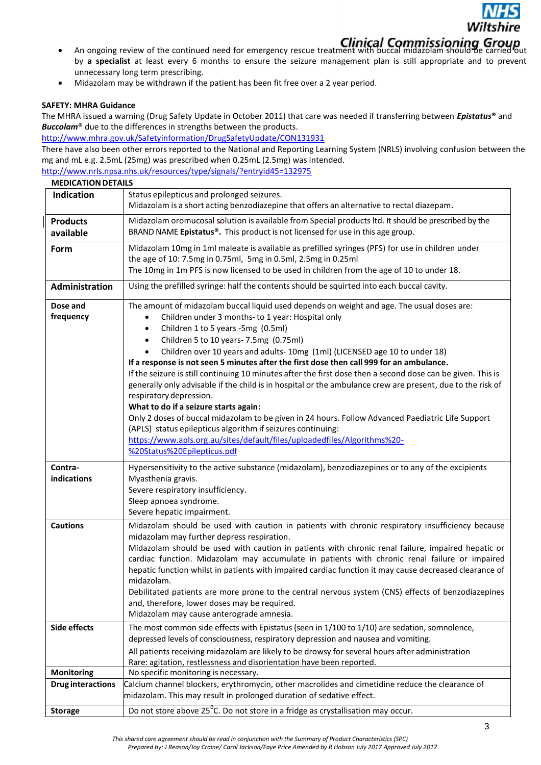- An ongoing review of the continued need for emergency rescue treatment with buccal midazolam should be carried out by **a specialist** at least every 6 months to ensure the seizure management plan is still appropriate and to prevent unnecessary long term prescribing.
- Midazolam may be withdrawn if the patient has been fit free over a 2 year period.

**SAFETY: MHRA Guidance**

The MHRA issued a warning (Drug Safety Update in October 2011) that care was needed if transferring between ***Epistatus®*** and ***Buccolam®*** due to the differences in strengths between the products.
http://www.mhra.gov.uk/Safetyinformation/DrugSafetyUpdate/CON131931

There have also been other errors reported to the National and Reporting Learning System (NRLS) involving confusion between the mg and mL e.g. 2.5mL (25mg) was prescribed when 0.25mL (2.5mg) was intended.
http://www.nrls.npsa.nhs.uk/resources/type/signals/?entryid45=132975

**MEDICATION DETAILS**

| | |
|---|---|
| **Indication** | Status epilepticus and prolonged seizures.<br>Midazolam is a short acting benzodiazepine that offers an alternative to rectal diazepam. |
| **Products available** | Midazolam oromucosal solution is available from Special products ltd. It should be prescribed by the BRAND NAME **Epistatus®.** This product is not licensed for use in this age group. |
| **Form** | Midazolam 10mg in 1ml maleate is available as prefilled syringes (PFS) for use in children under the age of 10: 7.5mg in 0.75ml, 5mg in 0.5ml, 2.5mg in 0.25ml<br>The 10mg in 1m PFS is now licensed to be used in children from the age of 10 to under 18. |
| **Administration** | Using the prefilled syringe: half the contents should be squirted into each buccal cavity. |
| **Dose and frequency** | The amount of midazolam buccal liquid used depends on weight and age. The usual doses are:<br>• Children under 3 months- to 1 year: Hospital only<br>• Children 1 to 5 years -5mg (0.5ml)<br>• Children 5 to 10 years- 7.5mg (0.75ml)<br>• Children over 10 years and adults- 10mg (1ml) (LICENSED age 10 to under 18)<br>**If a response is not seen 5 minutes after the first dose then call 999 for an ambulance.**<br>If the seizure is still continuing 10 minutes after the first dose then a second dose can be given. This is generally only advisable if the child is in hospital or the ambulance crew are present, due to the risk of respiratory depression.<br>**What to do if a seizure starts again:**<br>Only 2 doses of buccal midazolam to be given in 24 hours. Follow Advanced Paediatric Life Support (APLS) status epilepticus algorithm if seizures continuing:<br>https://www.apls.org.au/sites/default/files/uploadedfiles/Algorithms%20-%20Status%20Epilepticus.pdf |
| **Contra-indications** | Hypersensitivity to the active substance (midazolam), benzodiazepines or to any of the excipients<br>Myasthenia gravis.<br>Severe respiratory insufficiency.<br>Sleep apnoea syndrome.<br>Severe hepatic impairment. |
| **Cautions** | Midazolam should be used with caution in patients with chronic respiratory insufficiency because midazolam may further depress respiration.<br>Midazolam should be used with caution in patients with chronic renal failure, impaired hepatic or cardiac function. Midazolam may accumulate in patients with chronic renal failure or impaired hepatic function whilst in patients with impaired cardiac function it may cause decreased clearance of midazolam.<br>Debilitated patients are more prone to the central nervous system (CNS) effects of benzodiazepines and, therefore, lower doses may be required.<br>Midazolam may cause anterograde amnesia. |
| **Side effects** | The most common side effects with Epistatus (seen in 1/100 to 1/10) are sedation, somnolence, depressed levels of consciousness, respiratory depression and nausea and vomiting.<br>All patients receiving midazolam are likely to be drowsy for several hours after administration<br>Rare: agitation, restlessness and disorientation have been reported. |
| **Monitoring** | No specific monitoring is necessary. |
| **Drug interactions** | Calcium channel blockers, erythromycin, other macrolides and cimetidine reduce the clearance of midazolam. This may result in prolonged duration of sedative effect. |
| **Storage** | Do not store above 25$^{0}$C. Do not store in a fridge as crystallisation may occur. |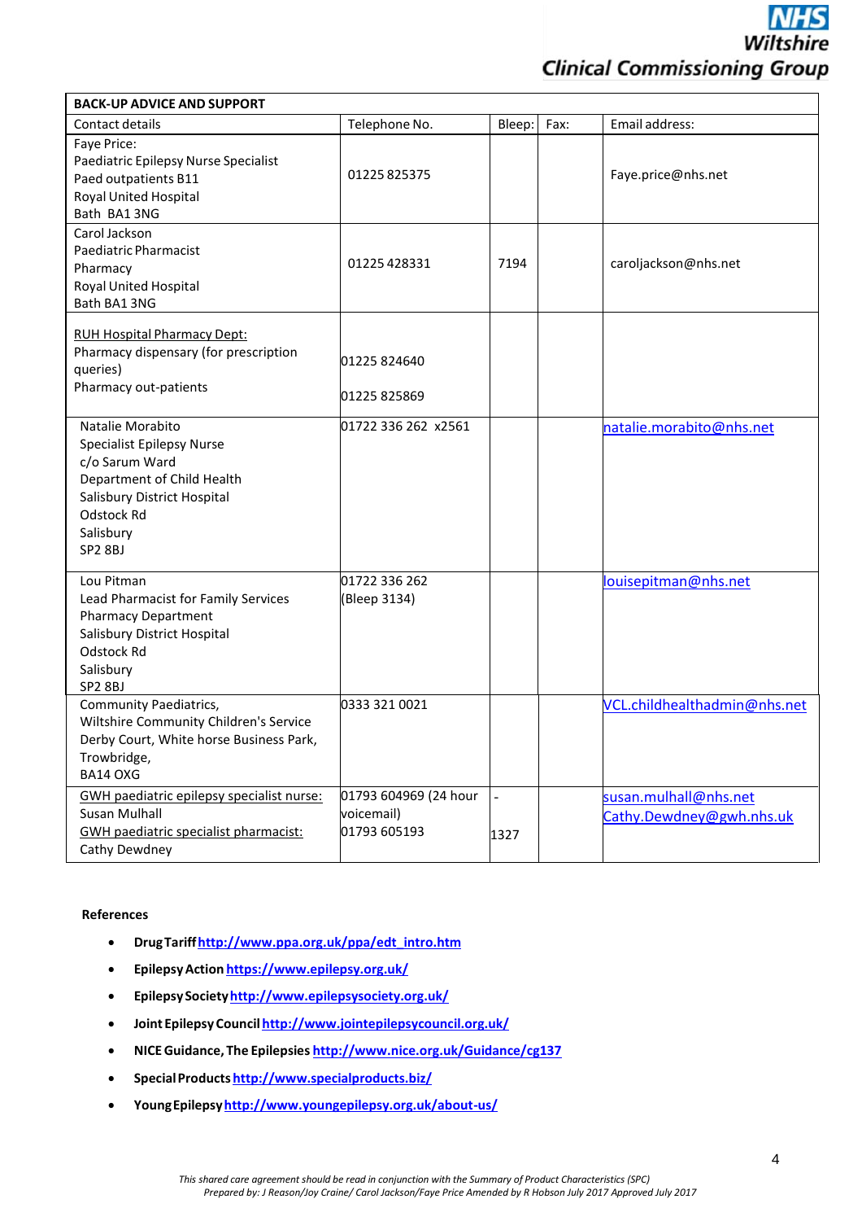| BACK-UP ADVICE AND SUPPORT | | | | |
|---|---|---|---|---|
| Contact details | Telephone No. | Bleep: | Fax: | Email address: |
| Faye Price:<br>Paediatric Epilepsy Nurse Specialist<br>Paed outpatients B11<br>Royal United Hospital<br>Bath BA1 3NG | 01225 825375 | | | Faye.price@nhs.net |
| Carol Jackson<br>Paediatric Pharmacist<br>Pharmacy<br>Royal United Hospital<br>Bath BA1 3NG | 01225 428331 | 7194 | | caroljackson@nhs.net |
| RUH Hospital Pharmacy Dept:<br>Pharmacy dispensary (for prescription queries)<br>Pharmacy out-patients | 01225 824640<br><br>01225 825869 | | | |
| Natalie Morabito<br>Specialist Epilepsy Nurse<br>c/o Sarum Ward<br>Department of Child Health<br>Salisbury District Hospital<br>Odstock Rd<br>Salisbury<br>SP2 8BJ | 01722 336 262 x2561 | | | natalie.morabito@nhs.net |
| Lou Pitman<br>Lead Pharmacist for Family Services<br>Pharmacy Department<br>Salisbury District Hospital<br>Odstock Rd<br>Salisbury<br>SP2 8BJ | 01722 336 262<br>(Bleep 3134) | | | louisepitman@nhs.net |
| Community Paediatrics,<br>Wiltshire Community Children's Service<br>Derby Court, White horse Business Park,<br>Trowbridge,<br>BA14 OXG | 0333 321 0021 | | | VCL.childhealthadmin@nhs.net |
| GWH paediatric epilepsy specialist nurse:<br>Susan Mulhall<br>GWH paediatric specialist pharmacist:<br>Cathy Dewdney | 01793 604969 (24 hour voicemail)<br>01793 605193 | -<br><br>1327 | | susan.mulhall@nhs.net<br>Cathy.Dewdney@gwh.nhs.uk |

**References**

- **Drug Tariff** http://www.ppa.org.uk/ppa/edt_intro.htm
- **Epilepsy Action** https://www.epilepsy.org.uk/
- **Epilepsy Society** http://www.epilepsysociety.org.uk/
- **Joint Epilepsy Council** http://www.jointepilepsycouncil.org.uk/
- **NICE Guidance, The Epilepsies** http://www.nice.org.uk/Guidance/cg137
- **Special Products** http://www.specialproducts.biz/
- **Young Epilepsy** http://www.youngepilepsy.org.uk/about-us/

*This shared care agreement should be read in conjunction with the Summary of Product Characteristics (SPC)*
*Prepared by: J Reason/Joy Craine/ Carol Jackson/Faye Price Amended by R Hobson July 2017 Approved July 2017*